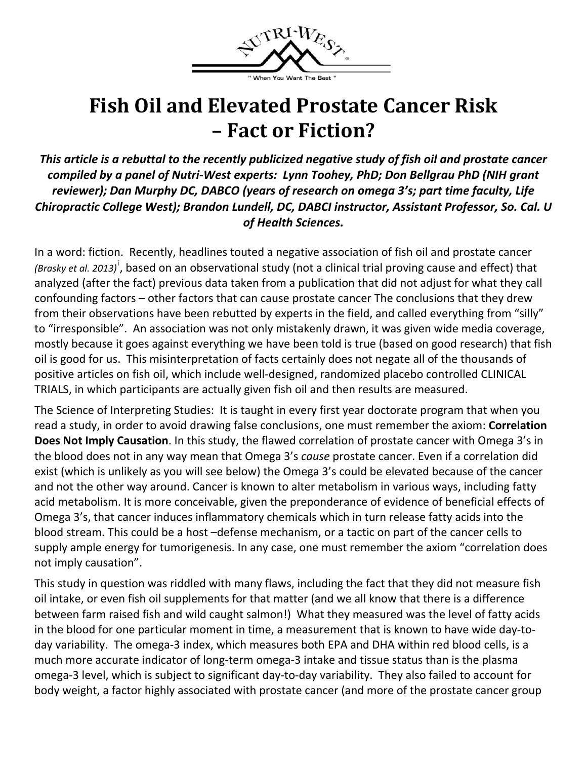# Fish Oil and Elevated Prostate Cancer Risk – Fact or Fiction?

***This article is a rebuttal to the recently publicized negative study of fish oil and prostate cancer compiled by a panel of Nutri-West experts: Lynn Toohey, PhD; Don Bellgrau PhD (NIH grant reviewer); Dan Murphy DC, DABCO (years of research on omega 3's; part time faculty, Life Chiropractic College West); Brandon Lundell, DC, DABCI instructor, Assistant Professor, So. Cal. U of Health Sciences.***

In a word: fiction. Recently, headlines touted a negative association of fish oil and prostate cancer *(Brasky et al. 2013)*[i], based on an observational study (not a clinical trial proving cause and effect) that analyzed (after the fact) previous data taken from a publication that did not adjust for what they call confounding factors – other factors that can cause prostate cancer The conclusions that they drew from their observations have been rebutted by experts in the field, and called everything from "silly" to "irresponsible". An association was not only mistakenly drawn, it was given wide media coverage, mostly because it goes against everything we have been told is true (based on good research) that fish oil is good for us. This misinterpretation of facts certainly does not negate all of the thousands of positive articles on fish oil, which include well-designed, randomized placebo controlled CLINICAL TRIALS, in which participants are actually given fish oil and then results are measured.

The Science of Interpreting Studies: It is taught in every first year doctorate program that when you read a study, in order to avoid drawing false conclusions, one must remember the axiom: **Correlation Does Not Imply Causation**. In this study, the flawed correlation of prostate cancer with Omega 3's in the blood does not in any way mean that Omega 3's *cause* prostate cancer. Even if a correlation did exist (which is unlikely as you will see below) the Omega 3's could be elevated because of the cancer and not the other way around. Cancer is known to alter metabolism in various ways, including fatty acid metabolism. It is more conceivable, given the preponderance of evidence of beneficial effects of Omega 3's, that cancer induces inflammatory chemicals which in turn release fatty acids into the blood stream. This could be a host –defense mechanism, or a tactic on part of the cancer cells to supply ample energy for tumorigenesis. In any case, one must remember the axiom "correlation does not imply causation".

This study in question was riddled with many flaws, including the fact that they did not measure fish oil intake, or even fish oil supplements for that matter (and we all know that there is a difference between farm raised fish and wild caught salmon!) What they measured was the level of fatty acids in the blood for one particular moment in time, a measurement that is known to have wide day-to-day variability. The omega-3 index, which measures both EPA and DHA within red blood cells, is a much more accurate indicator of long-term omega-3 intake and tissue status than is the plasma omega-3 level, which is subject to significant day-to-day variability. They also failed to account for body weight, a factor highly associated with prostate cancer (and more of the prostate cancer group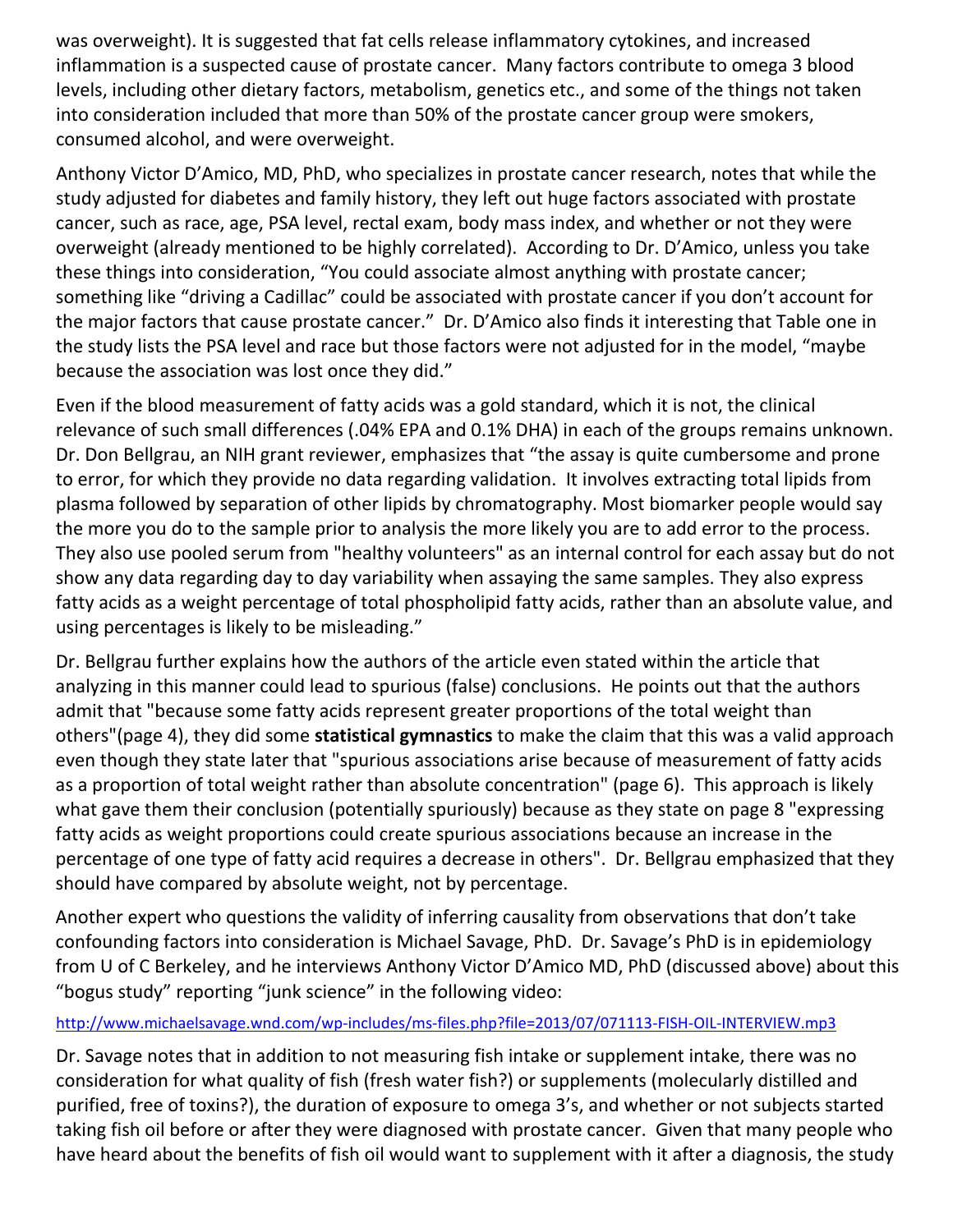was overweight). It is suggested that fat cells release inflammatory cytokines, and increased inflammation is a suspected cause of prostate cancer. Many factors contribute to omega 3 blood levels, including other dietary factors, metabolism, genetics etc., and some of the things not taken into consideration included that more than 50% of the prostate cancer group were smokers, consumed alcohol, and were overweight.

Anthony Victor D'Amico, MD, PhD, who specializes in prostate cancer research, notes that while the study adjusted for diabetes and family history, they left out huge factors associated with prostate cancer, such as race, age, PSA level, rectal exam, body mass index, and whether or not they were overweight (already mentioned to be highly correlated). According to Dr. D'Amico, unless you take these things into consideration, "You could associate almost anything with prostate cancer; something like "driving a Cadillac" could be associated with prostate cancer if you don't account for the major factors that cause prostate cancer." Dr. D'Amico also finds it interesting that Table one in the study lists the PSA level and race but those factors were not adjusted for in the model, "maybe because the association was lost once they did."

Even if the blood measurement of fatty acids was a gold standard, which it is not, the clinical relevance of such small differences (.04% EPA and 0.1% DHA) in each of the groups remains unknown. Dr. Don Bellgrau, an NIH grant reviewer, emphasizes that "the assay is quite cumbersome and prone to error, for which they provide no data regarding validation. It involves extracting total lipids from plasma followed by separation of other lipids by chromatography. Most biomarker people would say the more you do to the sample prior to analysis the more likely you are to add error to the process. They also use pooled serum from "healthy volunteers" as an internal control for each assay but do not show any data regarding day to day variability when assaying the same samples. They also express fatty acids as a weight percentage of total phospholipid fatty acids, rather than an absolute value, and using percentages is likely to be misleading."

Dr. Bellgrau further explains how the authors of the article even stated within the article that analyzing in this manner could lead to spurious (false) conclusions. He points out that the authors admit that "because some fatty acids represent greater proportions of the total weight than others"(page 4), they did some **statistical gymnastics** to make the claim that this was a valid approach even though they state later that "spurious associations arise because of measurement of fatty acids as a proportion of total weight rather than absolute concentration" (page 6). This approach is likely what gave them their conclusion (potentially spuriously) because as they state on page 8 "expressing fatty acids as weight proportions could create spurious associations because an increase in the percentage of one type of fatty acid requires a decrease in others". Dr. Bellgrau emphasized that they should have compared by absolute weight, not by percentage.

Another expert who questions the validity of inferring causality from observations that don't take confounding factors into consideration is Michael Savage, PhD. Dr. Savage's PhD is in epidemiology from U of C Berkeley, and he interviews Anthony Victor D'Amico MD, PhD (discussed above) about this "bogus study" reporting "junk science" in the following video:

http://www.michaelsavage.wnd.com/wp-includes/ms-files.php?file=2013/07/071113-FISH-OIL-INTERVIEW.mp3

Dr. Savage notes that in addition to not measuring fish intake or supplement intake, there was no consideration for what quality of fish (fresh water fish?) or supplements (molecularly distilled and purified, free of toxins?), the duration of exposure to omega 3's, and whether or not subjects started taking fish oil before or after they were diagnosed with prostate cancer. Given that many people who have heard about the benefits of fish oil would want to supplement with it after a diagnosis, the study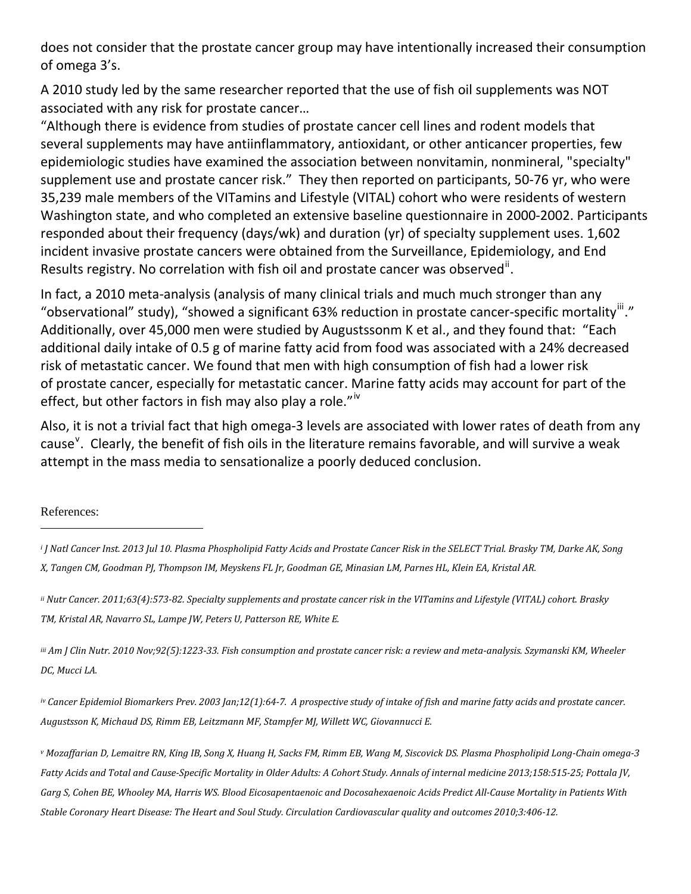does not consider that the prostate cancer group may have intentionally increased their consumption of omega 3's.

A 2010 study led by the same researcher reported that the use of fish oil supplements was NOT associated with any risk for prostate cancer…

"Although there is evidence from studies of prostate cancer cell lines and rodent models that several supplements may have antiinflammatory, antioxidant, or other anticancer properties, few epidemiologic studies have examined the association between nonvitamin, nonmineral, "specialty" supplement use and prostate cancer risk." They then reported on participants, 50-76 yr, who were 35,239 male members of the VITamins and Lifestyle (VITAL) cohort who were residents of western Washington state, and who completed an extensive baseline questionnaire in 2000-2002. Participants responded about their frequency (days/wk) and duration (yr) of specialty supplement uses. 1,602 incident invasive prostate cancers were obtained from the Surveillance, Epidemiology, and End Results registry. No correlation with fish oil and prostate cancer was observed[ii].

In fact, a 2010 meta-analysis (analysis of many clinical trials and much much stronger than any "observational" study), "showed a significant 63% reduction in prostate cancer-specific mortality[iii]." Additionally, over 45,000 men were studied by Augustssonm K et al., and they found that: "Each additional daily intake of 0.5 g of marine fatty acid from food was associated with a 24% decreased risk of metastatic cancer. We found that men with high consumption of fish had a lower risk of prostate cancer, especially for metastatic cancer. Marine fatty acids may account for part of the effect, but other factors in fish may also play a role."[iv]

Also, it is not a trivial fact that high omega-3 levels are associated with lower rates of death from any cause[v]. Clearly, the benefit of fish oils in the literature remains favorable, and will survive a weak attempt in the mass media to sensationalize a poorly deduced conclusion.

References:

---

[i] *J Natl Cancer Inst. 2013 Jul 10. Plasma Phospholipid Fatty Acids and Prostate Cancer Risk in the SELECT Trial. Brasky TM, Darke AK, Song X, Tangen CM, Goodman PJ, Thompson IM, Meyskens FL Jr, Goodman GE, Minasian LM, Parnes HL, Klein EA, Kristal AR.*

[ii] *Nutr Cancer. 2011;63(4):573-82. Specialty supplements and prostate cancer risk in the VITamins and Lifestyle (VITAL) cohort. Brasky TM, Kristal AR, Navarro SL, Lampe JW, Peters U, Patterson RE, White E.*

[iii] *Am J Clin Nutr. 2010 Nov;92(5):1223-33. Fish consumption and prostate cancer risk: a review and meta-analysis. Szymanski KM, Wheeler DC, Mucci LA.*

[iv] *Cancer Epidemiol Biomarkers Prev. 2003 Jan;12(1):64-7. A prospective study of intake of fish and marine fatty acids and prostate cancer. Augustsson K, Michaud DS, Rimm EB, Leitzmann MF, Stampfer MJ, Willett WC, Giovannucci E.*

[v] *Mozaffarian D, Lemaitre RN, King IB, Song X, Huang H, Sacks FM, Rimm EB, Wang M, Siscovick DS. Plasma Phospholipid Long-Chain omega-3 Fatty Acids and Total and Cause-Specific Mortality in Older Adults: A Cohort Study. Annals of internal medicine 2013;158:515-25; Pottala JV, Garg S, Cohen BE, Whooley MA, Harris WS. Blood Eicosapentaenoic and Docosahexaenoic Acids Predict All-Cause Mortality in Patients With Stable Coronary Heart Disease: The Heart and Soul Study. Circulation Cardiovascular quality and outcomes 2010;3:406-12.*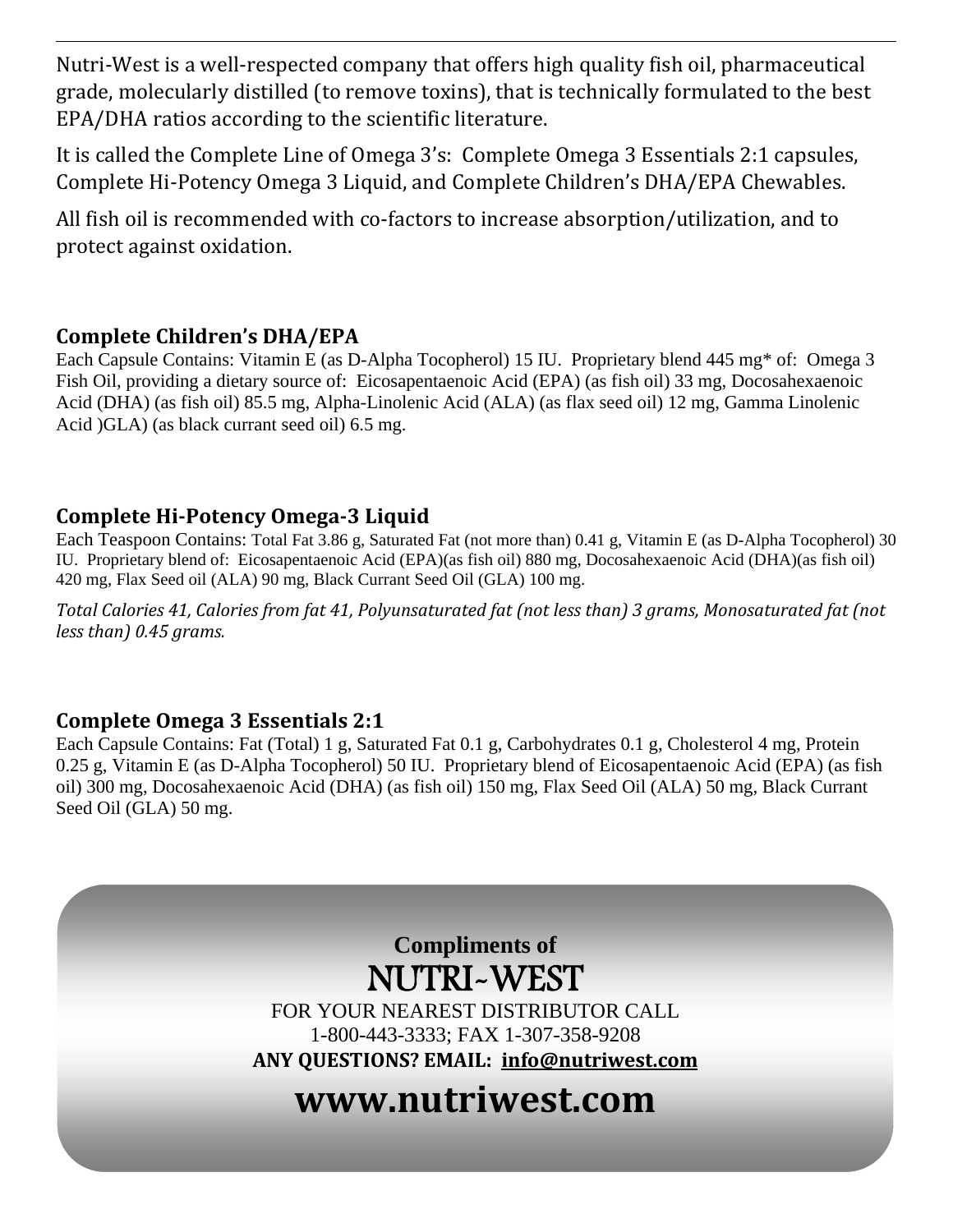Nutri-West is a well-respected company that offers high quality fish oil, pharmaceutical grade, molecularly distilled (to remove toxins), that is technically formulated to the best EPA/DHA ratios according to the scientific literature.

It is called the Complete Line of Omega 3's: Complete Omega 3 Essentials 2:1 capsules, Complete Hi-Potency Omega 3 Liquid, and Complete Children's DHA/EPA Chewables.

All fish oil is recommended with co-factors to increase absorption/utilization, and to protect against oxidation.

### Complete Children's DHA/EPA

Each Capsule Contains: Vitamin E (as D-Alpha Tocopherol) 15 IU. Proprietary blend 445 mg* of: Omega 3 Fish Oil, providing a dietary source of: Eicosapentaenoic Acid (EPA) (as fish oil) 33 mg, Docosahexaenoic Acid (DHA) (as fish oil) 85.5 mg, Alpha-Linolenic Acid (ALA) (as flax seed oil) 12 mg, Gamma Linolenic Acid )GLA) (as black currant seed oil) 6.5 mg.

### Complete Hi-Potency Omega-3 Liquid

Each Teaspoon Contains: Total Fat 3.86 g, Saturated Fat (not more than) 0.41 g, Vitamin E (as D-Alpha Tocopherol) 30 IU. Proprietary blend of: Eicosapentaenoic Acid (EPA)(as fish oil) 880 mg, Docosahexaenoic Acid (DHA)(as fish oil) 420 mg, Flax Seed oil (ALA) 90 mg, Black Currant Seed Oil (GLA) 100 mg.

*Total Calories 41, Calories from fat 41, Polyunsaturated fat (not less than) 3 grams, Monosaturated fat (not less than) 0.45 grams.*

### Complete Omega 3 Essentials 2:1

Each Capsule Contains: Fat (Total) 1 g, Saturated Fat 0.1 g, Carbohydrates 0.1 g, Cholesterol 4 mg, Protein 0.25 g, Vitamin E (as D-Alpha Tocopherol) 50 IU. Proprietary blend of Eicosapentaenoic Acid (EPA) (as fish oil) 300 mg, Docosahexaenoic Acid (DHA) (as fish oil) 150 mg, Flax Seed Oil (ALA) 50 mg, Black Currant Seed Oil (GLA) 50 mg.

**Compliments of**

NUTRI~WEST

FOR YOUR NEAREST DISTRIBUTOR CALL
1-800-443-3333; FAX 1-307-358-9208

**ANY QUESTIONS? EMAIL: info@nutriwest.com**

**www.nutriwest.com**